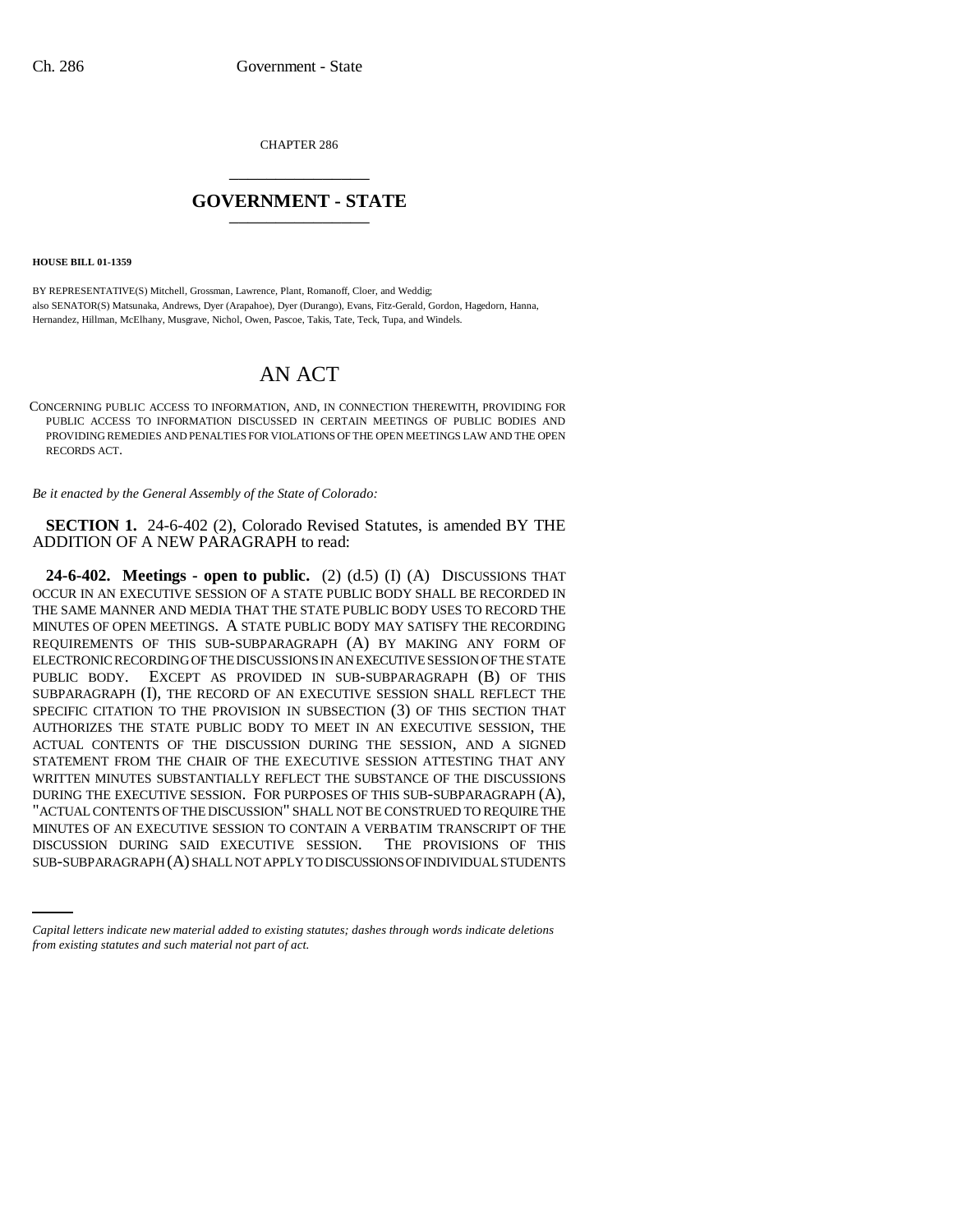CHAPTER 286

# GOVERNMENT - STATE

**HOUSE BILL 01-1359**

BY REPRESENTATIVE(S) Mitchell, Grossman, Lawrence, Plant, Romanoff, Cloer, and Weddig;
also SENATOR(S) Matsunaka, Andrews, Dyer (Arapahoe), Dyer (Durango), Evans, Fitz-Gerald, Gordon, Hagedorn, Hanna, Hernandez, Hillman, McElhany, Musgrave, Nichol, Owen, Pascoe, Takis, Tate, Teck, Tupa, and Windels.

# AN ACT

CONCERNING PUBLIC ACCESS TO INFORMATION, AND, IN CONNECTION THEREWITH, PROVIDING FOR PUBLIC ACCESS TO INFORMATION DISCUSSED IN CERTAIN MEETINGS OF PUBLIC BODIES AND PROVIDING REMEDIES AND PENALTIES FOR VIOLATIONS OF THE OPEN MEETINGS LAW AND THE OPEN RECORDS ACT.

*Be it enacted by the General Assembly of the State of Colorado:*

**SECTION 1.** 24-6-402 (2), Colorado Revised Statutes, is amended BY THE ADDITION OF A NEW PARAGRAPH to read:

**24-6-402. Meetings - open to public.** (2) (d.5) (I) (A) DISCUSSIONS THAT OCCUR IN AN EXECUTIVE SESSION OF A STATE PUBLIC BODY SHALL BE RECORDED IN THE SAME MANNER AND MEDIA THAT THE STATE PUBLIC BODY USES TO RECORD THE MINUTES OF OPEN MEETINGS. A STATE PUBLIC BODY MAY SATISFY THE RECORDING REQUIREMENTS OF THIS SUB-SUBPARAGRAPH (A) BY MAKING ANY FORM OF ELECTRONIC RECORDING OF THE DISCUSSIONS IN AN EXECUTIVE SESSION OF THE STATE PUBLIC BODY. EXCEPT AS PROVIDED IN SUB-SUBPARAGRAPH (B) OF THIS SUBPARAGRAPH (I), THE RECORD OF AN EXECUTIVE SESSION SHALL REFLECT THE SPECIFIC CITATION TO THE PROVISION IN SUBSECTION (3) OF THIS SECTION THAT AUTHORIZES THE STATE PUBLIC BODY TO MEET IN AN EXECUTIVE SESSION, THE ACTUAL CONTENTS OF THE DISCUSSION DURING THE SESSION, AND A SIGNED STATEMENT FROM THE CHAIR OF THE EXECUTIVE SESSION ATTESTING THAT ANY WRITTEN MINUTES SUBSTANTIALLY REFLECT THE SUBSTANCE OF THE DISCUSSIONS DURING THE EXECUTIVE SESSION. FOR PURPOSES OF THIS SUB-SUBPARAGRAPH (A), "ACTUAL CONTENTS OF THE DISCUSSION" SHALL NOT BE CONSTRUED TO REQUIRE THE MINUTES OF AN EXECUTIVE SESSION TO CONTAIN A VERBATIM TRANSCRIPT OF THE DISCUSSION DURING SAID EXECUTIVE SESSION. THE PROVISIONS OF THIS SUB-SUBPARAGRAPH (A) SHALL NOT APPLY TO DISCUSSIONS OF INDIVIDUAL STUDENTS

*Capital letters indicate new material added to existing statutes; dashes through words indicate deletions from existing statutes and such material not part of act.*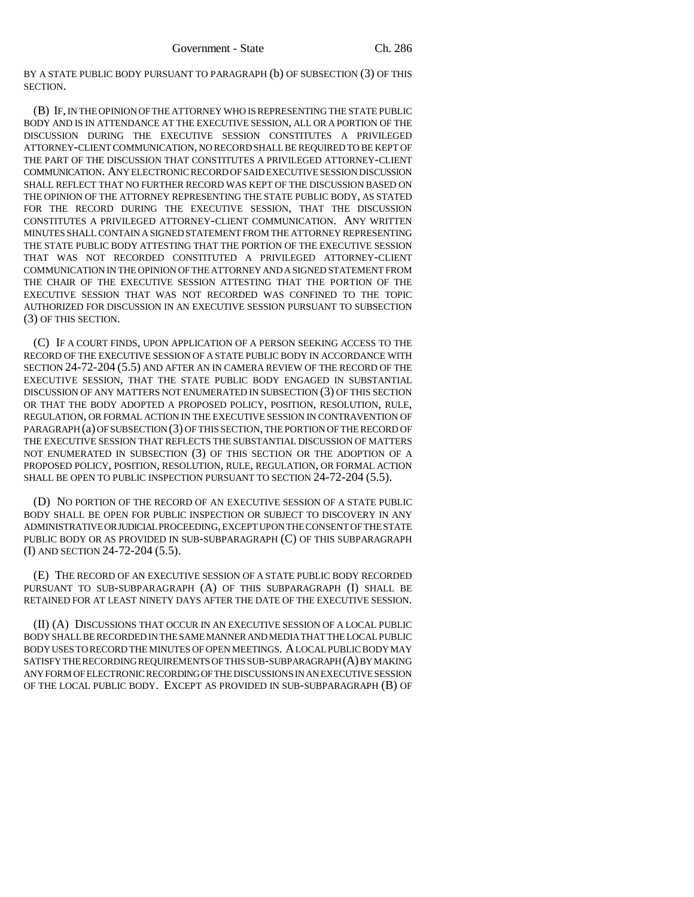BY A STATE PUBLIC BODY PURSUANT TO PARAGRAPH (b) OF SUBSECTION (3) OF THIS SECTION.

(B) IF, IN THE OPINION OF THE ATTORNEY WHO IS REPRESENTING THE STATE PUBLIC BODY AND IS IN ATTENDANCE AT THE EXECUTIVE SESSION, ALL OR A PORTION OF THE DISCUSSION DURING THE EXECUTIVE SESSION CONSTITUTES A PRIVILEGED ATTORNEY-CLIENT COMMUNICATION, NO RECORD SHALL BE REQUIRED TO BE KEPT OF THE PART OF THE DISCUSSION THAT CONSTITUTES A PRIVILEGED ATTORNEY-CLIENT COMMUNICATION. ANY ELECTRONIC RECORD OF SAID EXECUTIVE SESSION DISCUSSION SHALL REFLECT THAT NO FURTHER RECORD WAS KEPT OF THE DISCUSSION BASED ON THE OPINION OF THE ATTORNEY REPRESENTING THE STATE PUBLIC BODY, AS STATED FOR THE RECORD DURING THE EXECUTIVE SESSION, THAT THE DISCUSSION CONSTITUTES A PRIVILEGED ATTORNEY-CLIENT COMMUNICATION. ANY WRITTEN MINUTES SHALL CONTAIN A SIGNED STATEMENT FROM THE ATTORNEY REPRESENTING THE STATE PUBLIC BODY ATTESTING THAT THE PORTION OF THE EXECUTIVE SESSION THAT WAS NOT RECORDED CONSTITUTED A PRIVILEGED ATTORNEY-CLIENT COMMUNICATION IN THE OPINION OF THE ATTORNEY AND A SIGNED STATEMENT FROM THE CHAIR OF THE EXECUTIVE SESSION ATTESTING THAT THE PORTION OF THE EXECUTIVE SESSION THAT WAS NOT RECORDED WAS CONFINED TO THE TOPIC AUTHORIZED FOR DISCUSSION IN AN EXECUTIVE SESSION PURSUANT TO SUBSECTION (3) OF THIS SECTION.

(C) IF A COURT FINDS, UPON APPLICATION OF A PERSON SEEKING ACCESS TO THE RECORD OF THE EXECUTIVE SESSION OF A STATE PUBLIC BODY IN ACCORDANCE WITH SECTION 24-72-204 (5.5) AND AFTER AN IN CAMERA REVIEW OF THE RECORD OF THE EXECUTIVE SESSION, THAT THE STATE PUBLIC BODY ENGAGED IN SUBSTANTIAL DISCUSSION OF ANY MATTERS NOT ENUMERATED IN SUBSECTION (3) OF THIS SECTION OR THAT THE BODY ADOPTED A PROPOSED POLICY, POSITION, RESOLUTION, RULE, REGULATION, OR FORMAL ACTION IN THE EXECUTIVE SESSION IN CONTRAVENTION OF PARAGRAPH (a) OF SUBSECTION (3) OF THIS SECTION, THE PORTION OF THE RECORD OF THE EXECUTIVE SESSION THAT REFLECTS THE SUBSTANTIAL DISCUSSION OF MATTERS NOT ENUMERATED IN SUBSECTION (3) OF THIS SECTION OR THE ADOPTION OF A PROPOSED POLICY, POSITION, RESOLUTION, RULE, REGULATION, OR FORMAL ACTION SHALL BE OPEN TO PUBLIC INSPECTION PURSUANT TO SECTION 24-72-204 (5.5).

(D) NO PORTION OF THE RECORD OF AN EXECUTIVE SESSION OF A STATE PUBLIC BODY SHALL BE OPEN FOR PUBLIC INSPECTION OR SUBJECT TO DISCOVERY IN ANY ADMINISTRATIVE OR JUDICIAL PROCEEDING, EXCEPT UPON THE CONSENT OF THE STATE PUBLIC BODY OR AS PROVIDED IN SUB-SUBPARAGRAPH (C) OF THIS SUBPARAGRAPH (I) AND SECTION 24-72-204 (5.5).

(E) THE RECORD OF AN EXECUTIVE SESSION OF A STATE PUBLIC BODY RECORDED PURSUANT TO SUB-SUBPARAGRAPH (A) OF THIS SUBPARAGRAPH (I) SHALL BE RETAINED FOR AT LEAST NINETY DAYS AFTER THE DATE OF THE EXECUTIVE SESSION.

(II) (A) DISCUSSIONS THAT OCCUR IN AN EXECUTIVE SESSION OF A LOCAL PUBLIC BODY SHALL BE RECORDED IN THE SAME MANNER AND MEDIA THAT THE LOCAL PUBLIC BODY USES TO RECORD THE MINUTES OF OPEN MEETINGS. A LOCAL PUBLIC BODY MAY SATISFY THE RECORDING REQUIREMENTS OF THIS SUB-SUBPARAGRAPH (A) BY MAKING ANY FORM OF ELECTRONIC RECORDING OF THE DISCUSSIONS IN AN EXECUTIVE SESSION OF THE LOCAL PUBLIC BODY. EXCEPT AS PROVIDED IN SUB-SUBPARAGRAPH (B) OF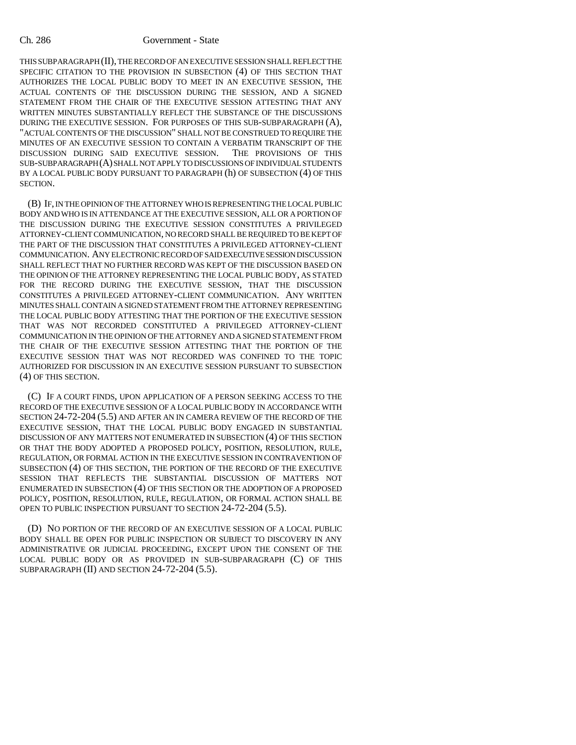THIS SUBPARAGRAPH (II), THE RECORD OF AN EXECUTIVE SESSION SHALL REFLECT THE SPECIFIC CITATION TO THE PROVISION IN SUBSECTION (4) OF THIS SECTION THAT AUTHORIZES THE LOCAL PUBLIC BODY TO MEET IN AN EXECUTIVE SESSION, THE ACTUAL CONTENTS OF THE DISCUSSION DURING THE SESSION, AND A SIGNED STATEMENT FROM THE CHAIR OF THE EXECUTIVE SESSION ATTESTING THAT ANY WRITTEN MINUTES SUBSTANTIALLY REFLECT THE SUBSTANCE OF THE DISCUSSIONS DURING THE EXECUTIVE SESSION. FOR PURPOSES OF THIS SUB-SUBPARAGRAPH (A), "ACTUAL CONTENTS OF THE DISCUSSION" SHALL NOT BE CONSTRUED TO REQUIRE THE MINUTES OF AN EXECUTIVE SESSION TO CONTAIN A VERBATIM TRANSCRIPT OF THE DISCUSSION DURING SAID EXECUTIVE SESSION. THE PROVISIONS OF THIS SUB-SUBPARAGRAPH (A) SHALL NOT APPLY TO DISCUSSIONS OF INDIVIDUAL STUDENTS BY A LOCAL PUBLIC BODY PURSUANT TO PARAGRAPH (h) OF SUBSECTION (4) OF THIS SECTION.

(B) IF, IN THE OPINION OF THE ATTORNEY WHO IS REPRESENTING THE LOCAL PUBLIC BODY AND WHO IS IN ATTENDANCE AT THE EXECUTIVE SESSION, ALL OR A PORTION OF THE DISCUSSION DURING THE EXECUTIVE SESSION CONSTITUTES A PRIVILEGED ATTORNEY-CLIENT COMMUNICATION, NO RECORD SHALL BE REQUIRED TO BE KEPT OF THE PART OF THE DISCUSSION THAT CONSTITUTES A PRIVILEGED ATTORNEY-CLIENT COMMUNICATION. ANY ELECTRONIC RECORD OF SAID EXECUTIVE SESSION DISCUSSION SHALL REFLECT THAT NO FURTHER RECORD WAS KEPT OF THE DISCUSSION BASED ON THE OPINION OF THE ATTORNEY REPRESENTING THE LOCAL PUBLIC BODY, AS STATED FOR THE RECORD DURING THE EXECUTIVE SESSION, THAT THE DISCUSSION CONSTITUTES A PRIVILEGED ATTORNEY-CLIENT COMMUNICATION. ANY WRITTEN MINUTES SHALL CONTAIN A SIGNED STATEMENT FROM THE ATTORNEY REPRESENTING THE LOCAL PUBLIC BODY ATTESTING THAT THE PORTION OF THE EXECUTIVE SESSION THAT WAS NOT RECORDED CONSTITUTED A PRIVILEGED ATTORNEY-CLIENT COMMUNICATION IN THE OPINION OF THE ATTORNEY AND A SIGNED STATEMENT FROM THE CHAIR OF THE EXECUTIVE SESSION ATTESTING THAT THE PORTION OF THE EXECUTIVE SESSION THAT WAS NOT RECORDED WAS CONFINED TO THE TOPIC AUTHORIZED FOR DISCUSSION IN AN EXECUTIVE SESSION PURSUANT TO SUBSECTION (4) OF THIS SECTION.

(C) IF A COURT FINDS, UPON APPLICATION OF A PERSON SEEKING ACCESS TO THE RECORD OF THE EXECUTIVE SESSION OF A LOCAL PUBLIC BODY IN ACCORDANCE WITH SECTION 24-72-204 (5.5) AND AFTER AN IN CAMERA REVIEW OF THE RECORD OF THE EXECUTIVE SESSION, THAT THE LOCAL PUBLIC BODY ENGAGED IN SUBSTANTIAL DISCUSSION OF ANY MATTERS NOT ENUMERATED IN SUBSECTION (4) OF THIS SECTION OR THAT THE BODY ADOPTED A PROPOSED POLICY, POSITION, RESOLUTION, RULE, REGULATION, OR FORMAL ACTION IN THE EXECUTIVE SESSION IN CONTRAVENTION OF SUBSECTION (4) OF THIS SECTION, THE PORTION OF THE RECORD OF THE EXECUTIVE SESSION THAT REFLECTS THE SUBSTANTIAL DISCUSSION OF MATTERS NOT ENUMERATED IN SUBSECTION (4) OF THIS SECTION OR THE ADOPTION OF A PROPOSED POLICY, POSITION, RESOLUTION, RULE, REGULATION, OR FORMAL ACTION SHALL BE OPEN TO PUBLIC INSPECTION PURSUANT TO SECTION 24-72-204 (5.5).

(D) NO PORTION OF THE RECORD OF AN EXECUTIVE SESSION OF A LOCAL PUBLIC BODY SHALL BE OPEN FOR PUBLIC INSPECTION OR SUBJECT TO DISCOVERY IN ANY ADMINISTRATIVE OR JUDICIAL PROCEEDING, EXCEPT UPON THE CONSENT OF THE LOCAL PUBLIC BODY OR AS PROVIDED IN SUB-SUBPARAGRAPH (C) OF THIS SUBPARAGRAPH (II) AND SECTION 24-72-204 (5.5).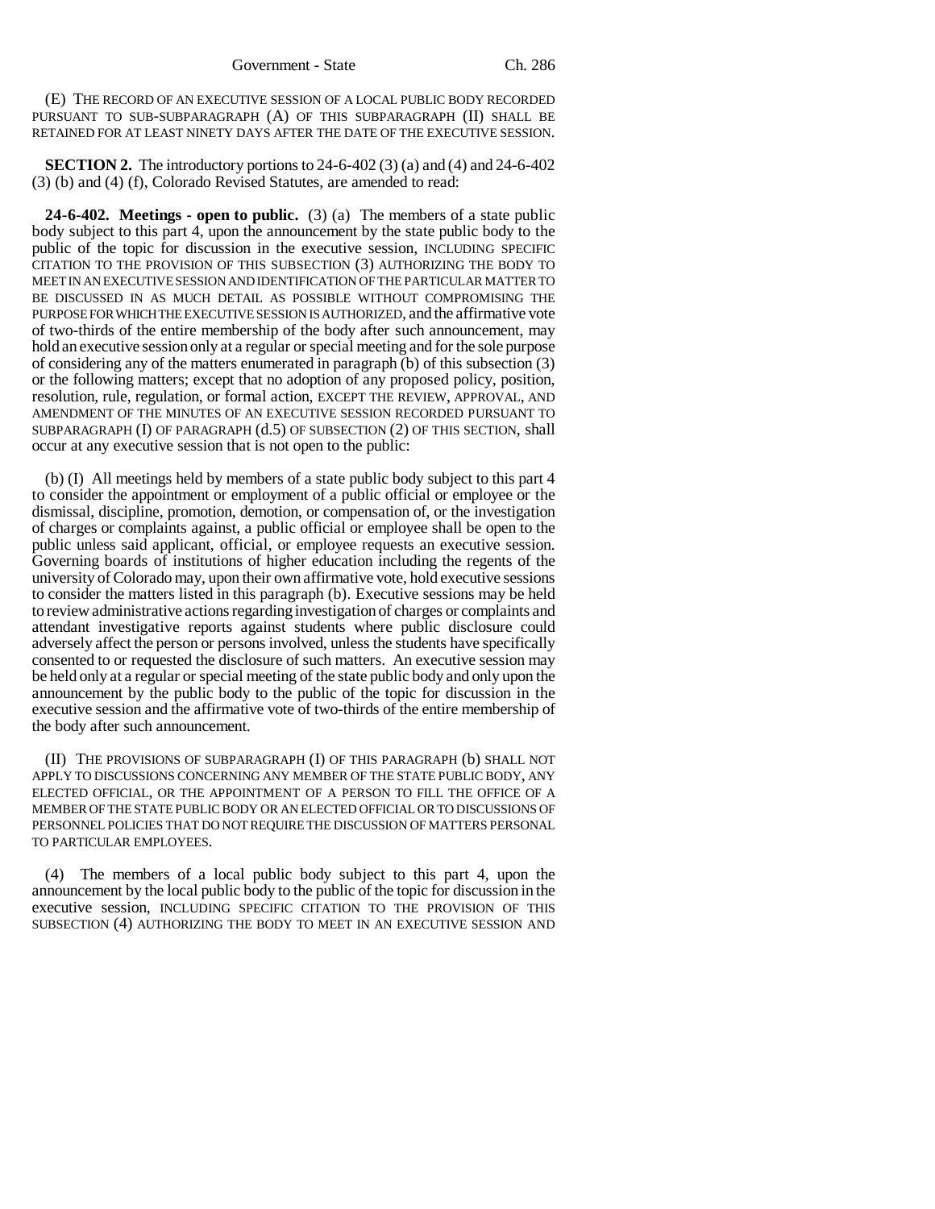(E) THE RECORD OF AN EXECUTIVE SESSION OF A LOCAL PUBLIC BODY RECORDED PURSUANT TO SUB-SUBPARAGRAPH (A) OF THIS SUBPARAGRAPH (II) SHALL BE RETAINED FOR AT LEAST NINETY DAYS AFTER THE DATE OF THE EXECUTIVE SESSION.

**SECTION 2.** The introductory portions to 24-6-402 (3) (a) and (4) and 24-6-402 (3) (b) and (4) (f), Colorado Revised Statutes, are amended to read:

**24-6-402. Meetings - open to public.** (3) (a) The members of a state public body subject to this part 4, upon the announcement by the state public body to the public of the topic for discussion in the executive session, INCLUDING SPECIFIC CITATION TO THE PROVISION OF THIS SUBSECTION (3) AUTHORIZING THE BODY TO MEET IN AN EXECUTIVE SESSION AND IDENTIFICATION OF THE PARTICULAR MATTER TO BE DISCUSSED IN AS MUCH DETAIL AS POSSIBLE WITHOUT COMPROMISING THE PURPOSE FOR WHICH THE EXECUTIVE SESSION IS AUTHORIZED, and the affirmative vote of two-thirds of the entire membership of the body after such announcement, may hold an executive session only at a regular or special meeting and for the sole purpose of considering any of the matters enumerated in paragraph (b) of this subsection (3) or the following matters; except that no adoption of any proposed policy, position, resolution, rule, regulation, or formal action, EXCEPT THE REVIEW, APPROVAL, AND AMENDMENT OF THE MINUTES OF AN EXECUTIVE SESSION RECORDED PURSUANT TO SUBPARAGRAPH (I) OF PARAGRAPH (d.5) OF SUBSECTION (2) OF THIS SECTION, shall occur at any executive session that is not open to the public:

(b) (I) All meetings held by members of a state public body subject to this part 4 to consider the appointment or employment of a public official or employee or the dismissal, discipline, promotion, demotion, or compensation of, or the investigation of charges or complaints against, a public official or employee shall be open to the public unless said applicant, official, or employee requests an executive session. Governing boards of institutions of higher education including the regents of the university of Colorado may, upon their own affirmative vote, hold executive sessions to consider the matters listed in this paragraph (b). Executive sessions may be held to review administrative actions regarding investigation of charges or complaints and attendant investigative reports against students where public disclosure could adversely affect the person or persons involved, unless the students have specifically consented to or requested the disclosure of such matters. An executive session may be held only at a regular or special meeting of the state public body and only upon the announcement by the public body to the public of the topic for discussion in the executive session and the affirmative vote of two-thirds of the entire membership of the body after such announcement.

(II) THE PROVISIONS OF SUBPARAGRAPH (I) OF THIS PARAGRAPH (b) SHALL NOT APPLY TO DISCUSSIONS CONCERNING ANY MEMBER OF THE STATE PUBLIC BODY, ANY ELECTED OFFICIAL, OR THE APPOINTMENT OF A PERSON TO FILL THE OFFICE OF A MEMBER OF THE STATE PUBLIC BODY OR AN ELECTED OFFICIAL OR TO DISCUSSIONS OF PERSONNEL POLICIES THAT DO NOT REQUIRE THE DISCUSSION OF MATTERS PERSONAL TO PARTICULAR EMPLOYEES.

(4) The members of a local public body subject to this part 4, upon the announcement by the local public body to the public of the topic for discussion in the executive session, INCLUDING SPECIFIC CITATION TO THE PROVISION OF THIS SUBSECTION (4) AUTHORIZING THE BODY TO MEET IN AN EXECUTIVE SESSION AND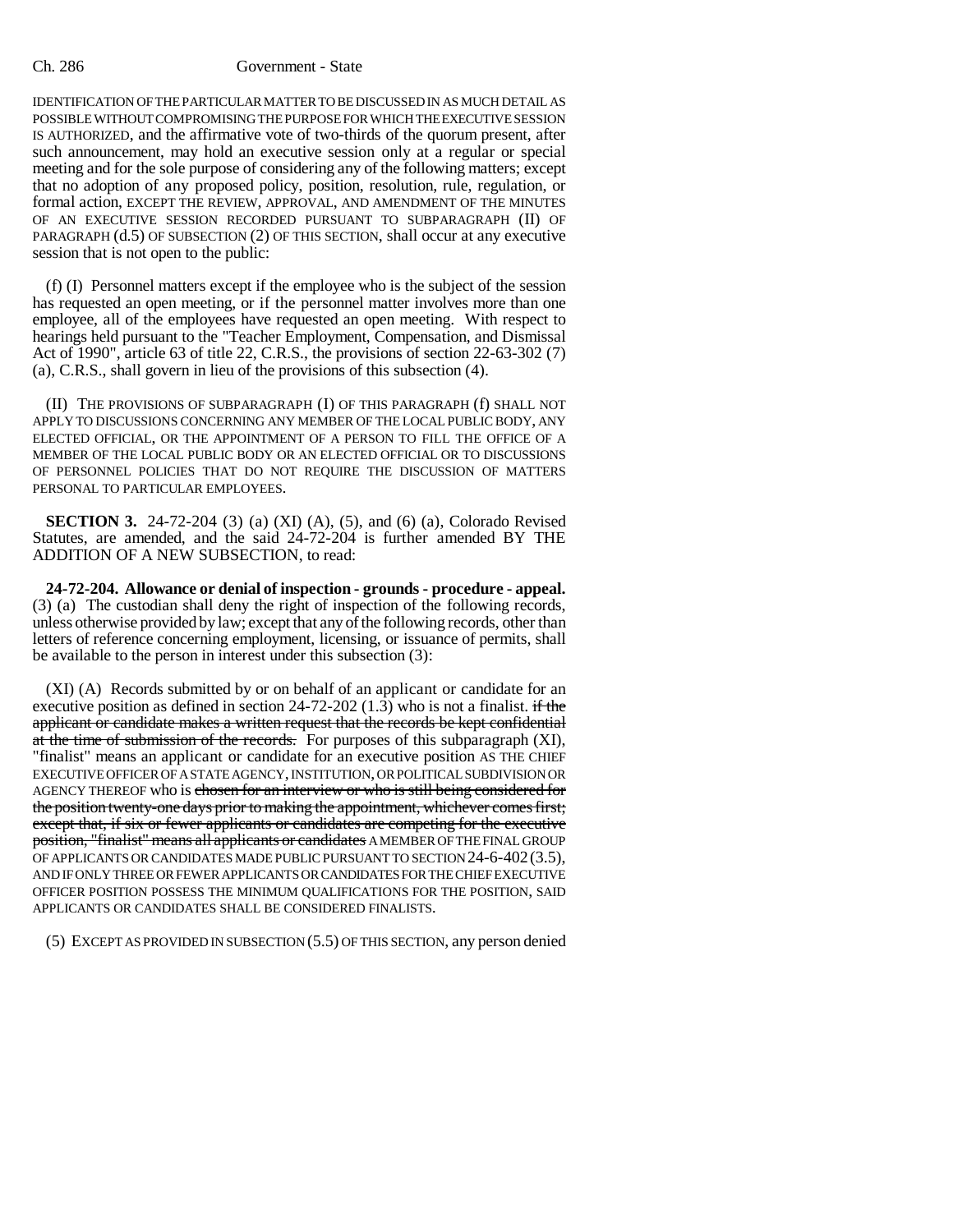IDENTIFICATION OF THE PARTICULAR MATTER TO BE DISCUSSED IN AS MUCH DETAIL AS POSSIBLE WITHOUT COMPROMISING THE PURPOSE FOR WHICH THE EXECUTIVE SESSION IS AUTHORIZED, and the affirmative vote of two-thirds of the quorum present, after such announcement, may hold an executive session only at a regular or special meeting and for the sole purpose of considering any of the following matters; except that no adoption of any proposed policy, position, resolution, rule, regulation, or formal action, EXCEPT THE REVIEW, APPROVAL, AND AMENDMENT OF THE MINUTES OF AN EXECUTIVE SESSION RECORDED PURSUANT TO SUBPARAGRAPH (II) OF PARAGRAPH (d.5) OF SUBSECTION (2) OF THIS SECTION, shall occur at any executive session that is not open to the public:

(f) (I) Personnel matters except if the employee who is the subject of the session has requested an open meeting, or if the personnel matter involves more than one employee, all of the employees have requested an open meeting. With respect to hearings held pursuant to the "Teacher Employment, Compensation, and Dismissal Act of 1990", article 63 of title 22, C.R.S., the provisions of section 22-63-302 (7) (a), C.R.S., shall govern in lieu of the provisions of this subsection (4).

(II) THE PROVISIONS OF SUBPARAGRAPH (I) OF THIS PARAGRAPH (f) SHALL NOT APPLY TO DISCUSSIONS CONCERNING ANY MEMBER OF THE LOCAL PUBLIC BODY, ANY ELECTED OFFICIAL, OR THE APPOINTMENT OF A PERSON TO FILL THE OFFICE OF A MEMBER OF THE LOCAL PUBLIC BODY OR AN ELECTED OFFICIAL OR TO DISCUSSIONS OF PERSONNEL POLICIES THAT DO NOT REQUIRE THE DISCUSSION OF MATTERS PERSONAL TO PARTICULAR EMPLOYEES.

**SECTION 3.** 24-72-204 (3) (a) (XI) (A), (5), and (6) (a), Colorado Revised Statutes, are amended, and the said 24-72-204 is further amended BY THE ADDITION OF A NEW SUBSECTION, to read:

**24-72-204. Allowance or denial of inspection - grounds - procedure - appeal.** (3) (a) The custodian shall deny the right of inspection of the following records, unless otherwise provided by law; except that any of the following records, other than letters of reference concerning employment, licensing, or issuance of permits, shall be available to the person in interest under this subsection (3):

(XI) (A) Records submitted by or on behalf of an applicant or candidate for an executive position as defined in section 24-72-202 (1.3) who is not a finalist. ~~if the applicant or candidate makes a written request that the records be kept confidential at the time of submission of the records.~~ For purposes of this subparagraph (XI), "finalist" means an applicant or candidate for an executive position AS THE CHIEF EXECUTIVE OFFICER OF A STATE AGENCY, INSTITUTION, OR POLITICAL SUBDIVISION OR AGENCY THEREOF who is ~~chosen for an interview or who is still being considered for the position twenty-one days prior to making the appointment, whichever comes first; except that, if six or fewer applicants or candidates are competing for the executive position, "finalist" means all applicants or candidates~~ A MEMBER OF THE FINAL GROUP OF APPLICANTS OR CANDIDATES MADE PUBLIC PURSUANT TO SECTION 24-6-402 (3.5), AND IF ONLY THREE OR FEWER APPLICANTS OR CANDIDATES FOR THE CHIEF EXECUTIVE OFFICER POSITION POSSESS THE MINIMUM QUALIFICATIONS FOR THE POSITION, SAID APPLICANTS OR CANDIDATES SHALL BE CONSIDERED FINALISTS.

(5) EXCEPT AS PROVIDED IN SUBSECTION (5.5) OF THIS SECTION, any person denied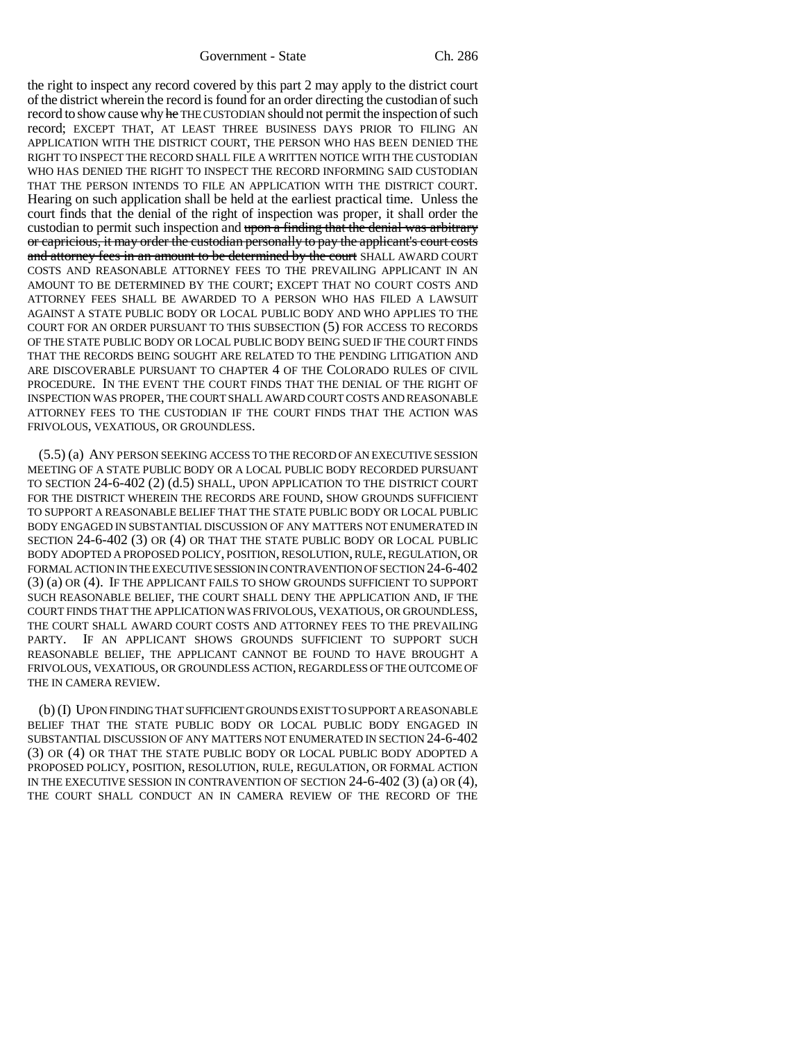the right to inspect any record covered by this part 2 may apply to the district court of the district wherein the record is found for an order directing the custodian of such record to show cause why ~~he~~ THE CUSTODIAN should not permit the inspection of such record; EXCEPT THAT, AT LEAST THREE BUSINESS DAYS PRIOR TO FILING AN APPLICATION WITH THE DISTRICT COURT, THE PERSON WHO HAS BEEN DENIED THE RIGHT TO INSPECT THE RECORD SHALL FILE A WRITTEN NOTICE WITH THE CUSTODIAN WHO HAS DENIED THE RIGHT TO INSPECT THE RECORD INFORMING SAID CUSTODIAN THAT THE PERSON INTENDS TO FILE AN APPLICATION WITH THE DISTRICT COURT. Hearing on such application shall be held at the earliest practical time. Unless the court finds that the denial of the right of inspection was proper, it shall order the custodian to permit such inspection and ~~upon a finding that the denial was arbitrary or capricious, it may order the custodian personally to pay the applicant's court costs and attorney fees in an amount to be determined by the court~~ SHALL AWARD COURT COSTS AND REASONABLE ATTORNEY FEES TO THE PREVAILING APPLICANT IN AN AMOUNT TO BE DETERMINED BY THE COURT; EXCEPT THAT NO COURT COSTS AND ATTORNEY FEES SHALL BE AWARDED TO A PERSON WHO HAS FILED A LAWSUIT AGAINST A STATE PUBLIC BODY OR LOCAL PUBLIC BODY AND WHO APPLIES TO THE COURT FOR AN ORDER PURSUANT TO THIS SUBSECTION (5) FOR ACCESS TO RECORDS OF THE STATE PUBLIC BODY OR LOCAL PUBLIC BODY BEING SUED IF THE COURT FINDS THAT THE RECORDS BEING SOUGHT ARE RELATED TO THE PENDING LITIGATION AND ARE DISCOVERABLE PURSUANT TO CHAPTER 4 OF THE COLORADO RULES OF CIVIL PROCEDURE. IN THE EVENT THE COURT FINDS THAT THE DENIAL OF THE RIGHT OF INSPECTION WAS PROPER, THE COURT SHALL AWARD COURT COSTS AND REASONABLE ATTORNEY FEES TO THE CUSTODIAN IF THE COURT FINDS THAT THE ACTION WAS FRIVOLOUS, VEXATIOUS, OR GROUNDLESS.

(5.5) (a) ANY PERSON SEEKING ACCESS TO THE RECORD OF AN EXECUTIVE SESSION MEETING OF A STATE PUBLIC BODY OR A LOCAL PUBLIC BODY RECORDED PURSUANT TO SECTION 24-6-402 (2) (d.5) SHALL, UPON APPLICATION TO THE DISTRICT COURT FOR THE DISTRICT WHEREIN THE RECORDS ARE FOUND, SHOW GROUNDS SUFFICIENT TO SUPPORT A REASONABLE BELIEF THAT THE STATE PUBLIC BODY OR LOCAL PUBLIC BODY ENGAGED IN SUBSTANTIAL DISCUSSION OF ANY MATTERS NOT ENUMERATED IN SECTION 24-6-402 (3) OR (4) OR THAT THE STATE PUBLIC BODY OR LOCAL PUBLIC BODY ADOPTED A PROPOSED POLICY, POSITION, RESOLUTION, RULE, REGULATION, OR FORMAL ACTION IN THE EXECUTIVE SESSION IN CONTRAVENTION OF SECTION 24-6-402 (3) (a) OR (4). IF THE APPLICANT FAILS TO SHOW GROUNDS SUFFICIENT TO SUPPORT SUCH REASONABLE BELIEF, THE COURT SHALL DENY THE APPLICATION AND, IF THE COURT FINDS THAT THE APPLICATION WAS FRIVOLOUS, VEXATIOUS, OR GROUNDLESS, THE COURT SHALL AWARD COURT COSTS AND ATTORNEY FEES TO THE PREVAILING PARTY. IF AN APPLICANT SHOWS GROUNDS SUFFICIENT TO SUPPORT SUCH REASONABLE BELIEF, THE APPLICANT CANNOT BE FOUND TO HAVE BROUGHT A FRIVOLOUS, VEXATIOUS, OR GROUNDLESS ACTION, REGARDLESS OF THE OUTCOME OF THE IN CAMERA REVIEW.

(b) (I) UPON FINDING THAT SUFFICIENT GROUNDS EXIST TO SUPPORT A REASONABLE BELIEF THAT THE STATE PUBLIC BODY OR LOCAL PUBLIC BODY ENGAGED IN SUBSTANTIAL DISCUSSION OF ANY MATTERS NOT ENUMERATED IN SECTION 24-6-402 (3) OR (4) OR THAT THE STATE PUBLIC BODY OR LOCAL PUBLIC BODY ADOPTED A PROPOSED POLICY, POSITION, RESOLUTION, RULE, REGULATION, OR FORMAL ACTION IN THE EXECUTIVE SESSION IN CONTRAVENTION OF SECTION 24-6-402 (3) (a) OR (4), THE COURT SHALL CONDUCT AN IN CAMERA REVIEW OF THE RECORD OF THE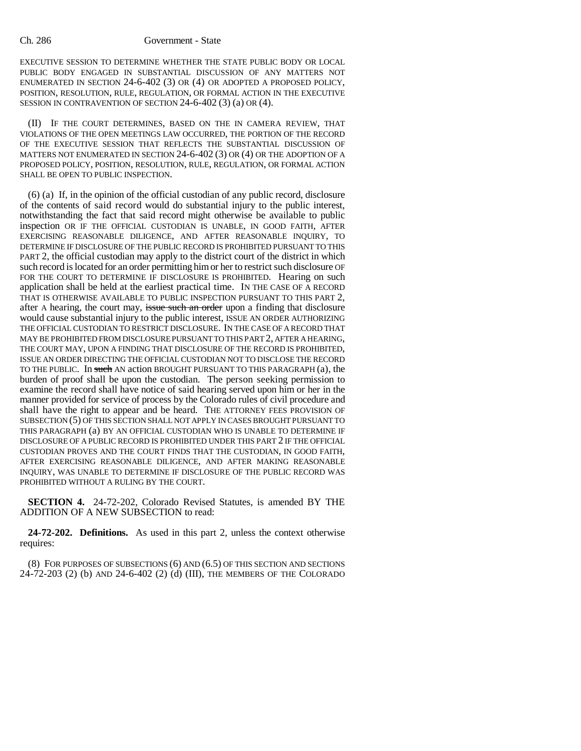EXECUTIVE SESSION TO DETERMINE WHETHER THE STATE PUBLIC BODY OR LOCAL PUBLIC BODY ENGAGED IN SUBSTANTIAL DISCUSSION OF ANY MATTERS NOT ENUMERATED IN SECTION 24-6-402 (3) OR (4) OR ADOPTED A PROPOSED POLICY, POSITION, RESOLUTION, RULE, REGULATION, OR FORMAL ACTION IN THE EXECUTIVE SESSION IN CONTRAVENTION OF SECTION 24-6-402 (3) (a) OR (4).

(II) IF THE COURT DETERMINES, BASED ON THE IN CAMERA REVIEW, THAT VIOLATIONS OF THE OPEN MEETINGS LAW OCCURRED, THE PORTION OF THE RECORD OF THE EXECUTIVE SESSION THAT REFLECTS THE SUBSTANTIAL DISCUSSION OF MATTERS NOT ENUMERATED IN SECTION 24-6-402 (3) OR (4) OR THE ADOPTION OF A PROPOSED POLICY, POSITION, RESOLUTION, RULE, REGULATION, OR FORMAL ACTION SHALL BE OPEN TO PUBLIC INSPECTION.

(6) (a) If, in the opinion of the official custodian of any public record, disclosure of the contents of said record would do substantial injury to the public interest, notwithstanding the fact that said record might otherwise be available to public inspection OR IF THE OFFICIAL CUSTODIAN IS UNABLE, IN GOOD FAITH, AFTER EXERCISING REASONABLE DILIGENCE, AND AFTER REASONABLE INQUIRY, TO DETERMINE IF DISCLOSURE OF THE PUBLIC RECORD IS PROHIBITED PURSUANT TO THIS PART 2, the official custodian may apply to the district court of the district in which such record is located for an order permitting him or her to restrict such disclosure OR FOR THE COURT TO DETERMINE IF DISCLOSURE IS PROHIBITED. Hearing on such application shall be held at the earliest practical time. IN THE CASE OF A RECORD THAT IS OTHERWISE AVAILABLE TO PUBLIC INSPECTION PURSUANT TO THIS PART 2, after A hearing, the court may, ~~issue such an order~~ upon a finding that disclosure would cause substantial injury to the public interest, ISSUE AN ORDER AUTHORIZING THE OFFICIAL CUSTODIAN TO RESTRICT DISCLOSURE. IN THE CASE OF A RECORD THAT MAY BE PROHIBITED FROM DISCLOSURE PURSUANT TO THIS PART 2, AFTER A HEARING, THE COURT MAY, UPON A FINDING THAT DISCLOSURE OF THE RECORD IS PROHIBITED, ISSUE AN ORDER DIRECTING THE OFFICIAL CUSTODIAN NOT TO DISCLOSE THE RECORD TO THE PUBLIC. In ~~such~~ AN action BROUGHT PURSUANT TO THIS PARAGRAPH (a), the burden of proof shall be upon the custodian. The person seeking permission to examine the record shall have notice of said hearing served upon him or her in the manner provided for service of process by the Colorado rules of civil procedure and shall have the right to appear and be heard. THE ATTORNEY FEES PROVISION OF SUBSECTION (5) OF THIS SECTION SHALL NOT APPLY IN CASES BROUGHT PURSUANT TO THIS PARAGRAPH (a) BY AN OFFICIAL CUSTODIAN WHO IS UNABLE TO DETERMINE IF DISCLOSURE OF A PUBLIC RECORD IS PROHIBITED UNDER THIS PART 2 IF THE OFFICIAL CUSTODIAN PROVES AND THE COURT FINDS THAT THE CUSTODIAN, IN GOOD FAITH, AFTER EXERCISING REASONABLE DILIGENCE, AND AFTER MAKING REASONABLE INQUIRY, WAS UNABLE TO DETERMINE IF DISCLOSURE OF THE PUBLIC RECORD WAS PROHIBITED WITHOUT A RULING BY THE COURT.

**SECTION 4.** 24-72-202, Colorado Revised Statutes, is amended BY THE ADDITION OF A NEW SUBSECTION to read:

**24-72-202. Definitions.** As used in this part 2, unless the context otherwise requires:

(8) FOR PURPOSES OF SUBSECTIONS (6) AND (6.5) OF THIS SECTION AND SECTIONS 24-72-203 (2) (b) AND 24-6-402 (2) (d) (III), THE MEMBERS OF THE COLORADO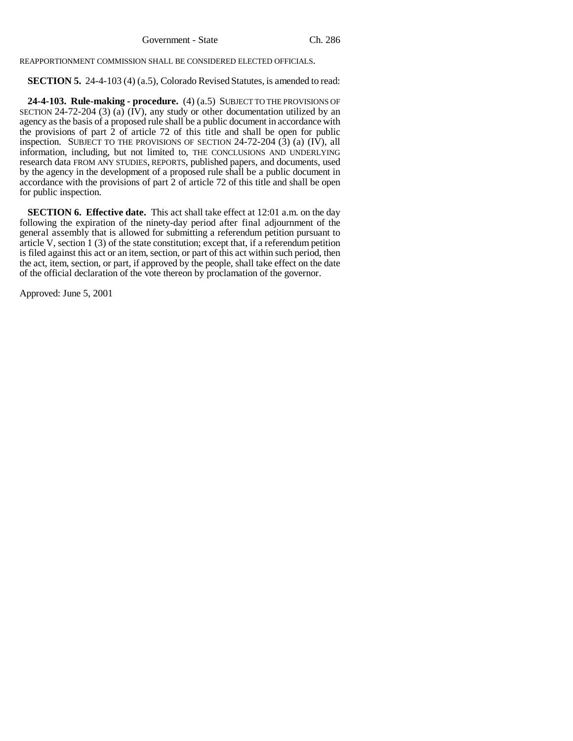REAPPORTIONMENT COMMISSION SHALL BE CONSIDERED ELECTED OFFICIALS.

**SECTION 5.** 24-4-103 (4) (a.5), Colorado Revised Statutes, is amended to read:

**24-4-103. Rule-making - procedure.** (4) (a.5) SUBJECT TO THE PROVISIONS OF SECTION 24-72-204 (3) (a) (IV), any study or other documentation utilized by an agency as the basis of a proposed rule shall be a public document in accordance with the provisions of part 2 of article 72 of this title and shall be open for public inspection. SUBJECT TO THE PROVISIONS OF SECTION 24-72-204 (3) (a) (IV), all information, including, but not limited to, THE CONCLUSIONS AND UNDERLYING research data FROM ANY STUDIES, REPORTS, published papers, and documents, used by the agency in the development of a proposed rule shall be a public document in accordance with the provisions of part 2 of article 72 of this title and shall be open for public inspection.

**SECTION 6. Effective date.** This act shall take effect at 12:01 a.m. on the day following the expiration of the ninety-day period after final adjournment of the general assembly that is allowed for submitting a referendum petition pursuant to article V, section 1 (3) of the state constitution; except that, if a referendum petition is filed against this act or an item, section, or part of this act within such period, then the act, item, section, or part, if approved by the people, shall take effect on the date of the official declaration of the vote thereon by proclamation of the governor.

Approved: June 5, 2001